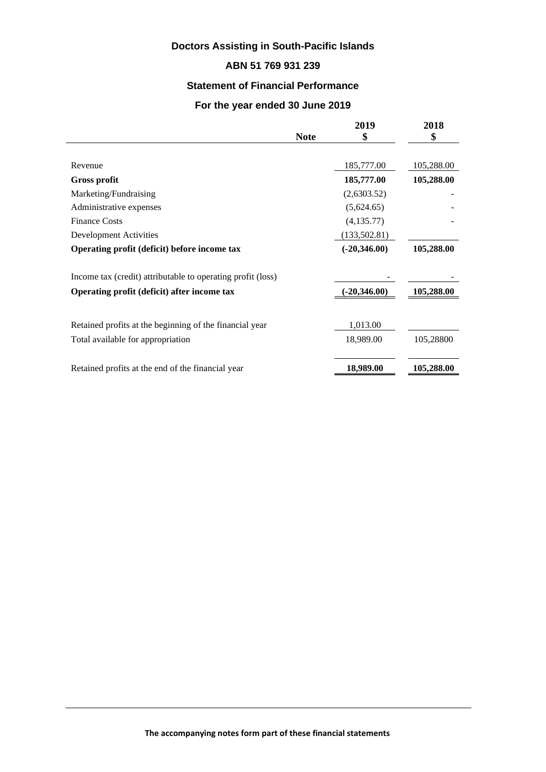# Doctors Assisting in South-Pacific Islands

## ABN 51 769 931 239

## Statement of Financial Performance

## For the year ended 30 June 2019

| | Note | 2019<br>$ | 2018<br>$ |
|---|---|---|---|
| Revenue | | 185,777.00 | 105,288.00 |
| **Gross profit** | | **185,777.00** | **105,288.00** |
| Marketing/Fundraising | | (2,6303.52) | - |
| Administrative expenses | | (5,624.65) | - |
| Finance Costs | | (4,135.77) | - |
| Development Activities | | (133,502.81) | |
| **Operating profit (deficit) before income tax** | | **(-20,346.00)** | **105,288.00** |
| Income tax (credit) attributable to operating profit (loss) | | - | - |
| **Operating profit (deficit) after income tax** | | **(-20,346.00)** | **105,288.00** |
| Retained profits at the beginning of the financial year | | 1,013.00 | |
| Total available for appropriation | | 18,989.00 | 105,28800 |
| Retained profits at the end of the financial year | | **18,989.00** | **105,288.00** |

**The accompanying notes form part of these financial statements**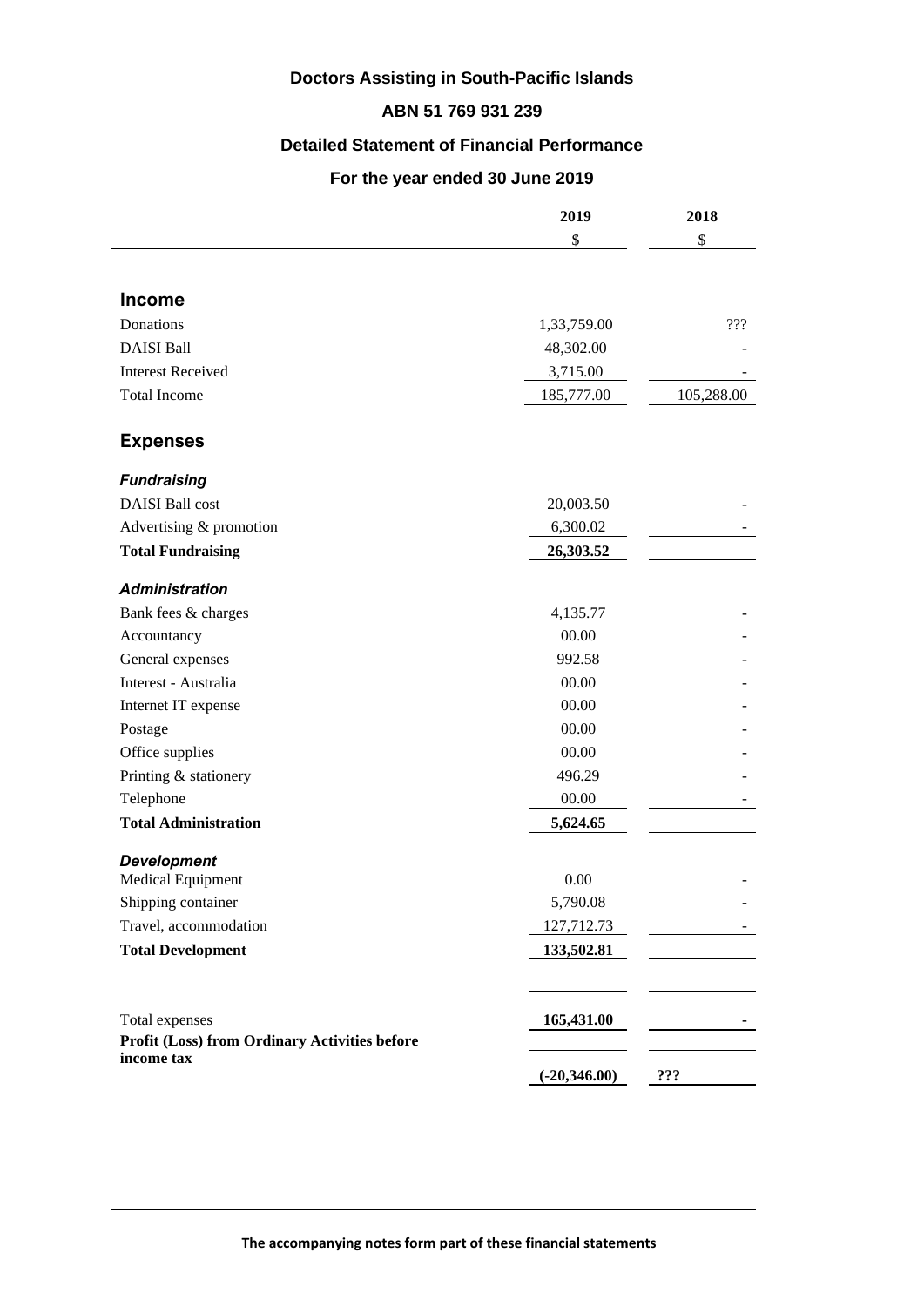# Doctors Assisting in South-Pacific Islands

## ABN 51 769 931 239

## Detailed Statement of Financial Performance

## For the year ended 30 June 2019

| | 2019 | 2018 |
|---|---|---|
| | $ | $ |
| **Income** | | |
| Donations | 1,33,759.00 | ??? |
| DAISI Ball | 48,302.00 | - |
| Interest Received | 3,715.00 | - |
| Total Income | 185,777.00 | 105,288.00 |
| **Expenses** | | |
| ***Fundraising*** | | |
| DAISI Ball cost | 20,003.50 | - |
| Advertising & promotion | 6,300.02 | - |
| **Total Fundraising** | **26,303.52** | |
| ***Administration*** | | |
| Bank fees & charges | 4,135.77 | - |
| Accountancy | 00.00 | - |
| General expenses | 992.58 | - |
| Interest - Australia | 00.00 | - |
| Internet IT expense | 00.00 | - |
| Postage | 00.00 | - |
| Office supplies | 00.00 | - |
| Printing & stationery | 496.29 | - |
| Telephone | 00.00 | - |
| **Total Administration** | **5,624.65** | |
| ***Development*** | | |
| Medical Equipment | 0.00 | - |
| Shipping container | 5,790.08 | - |
| Travel, accommodation | 127,712.73 | - |
| **Total Development** | **133,502.81** | |
| Total expenses | **165,431.00** | **-** |
| **Profit (Loss) from Ordinary Activities before income tax** | **(-20,346.00)** | **???** |

**The accompanying notes form part of these financial statements**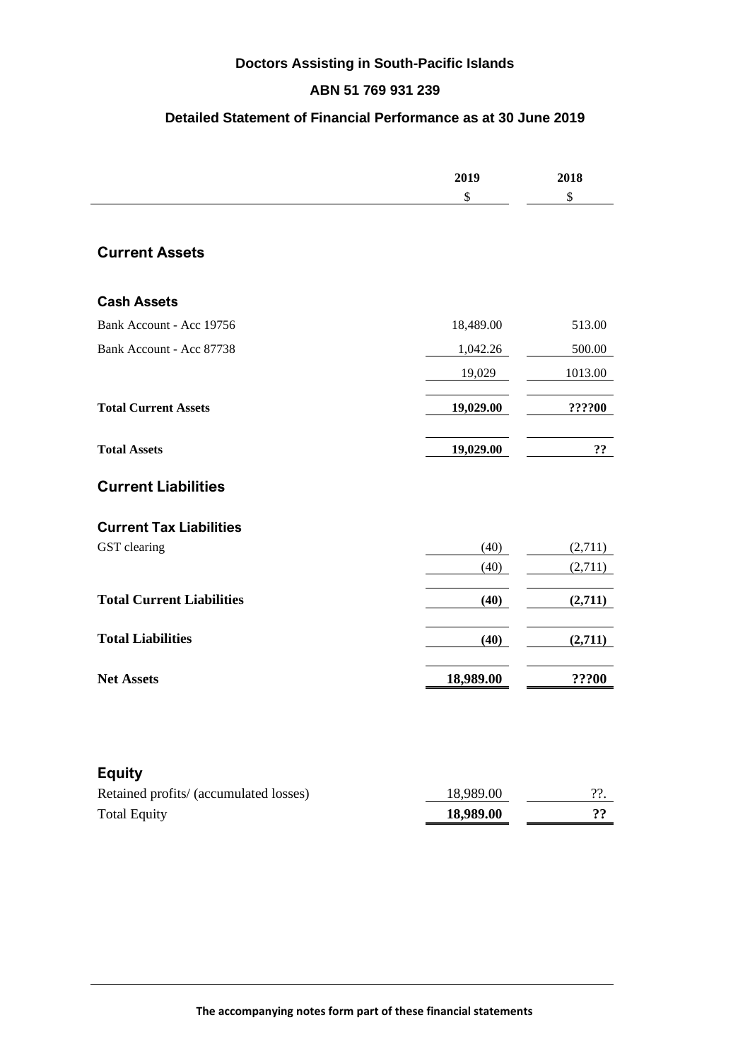**Doctors Assisting in South-Pacific Islands**

**ABN 51 769 931 239**

**Detailed Statement of Financial Performance as at 30 June 2019**

| | 2019 | 2018 |
|---|---|---|
| | $ | $ |
| **Current Assets** | | |
| **Cash Assets** | | |
| Bank Account - Acc 19756 | 18,489.00 | 513.00 |
| Bank Account - Acc 87738 | 1,042.26 | 500.00 |
| | 19,029 | 1013.00 |
| **Total Current Assets** | **19,029.00** | **????00** |
| **Total Assets** | **19,029.00** | **??** |
| **Current Liabilities** | | |
| **Current Tax Liabilities** | | |
| GST clearing | (40) | (2,711) |
| | (40) | (2,711) |
| **Total Current Liabilities** | **(40)** | **(2,711)** |
| **Total Liabilities** | **(40)** | **(2,711)** |
| **Net Assets** | **18,989.00** | **???00** |
| **Equity** | | |
| Retained profits/ (accumulated losses) | 18,989.00 | ??. |
| Total Equity | **18,989.00** | **??** |

**The accompanying notes form part of these financial statements**